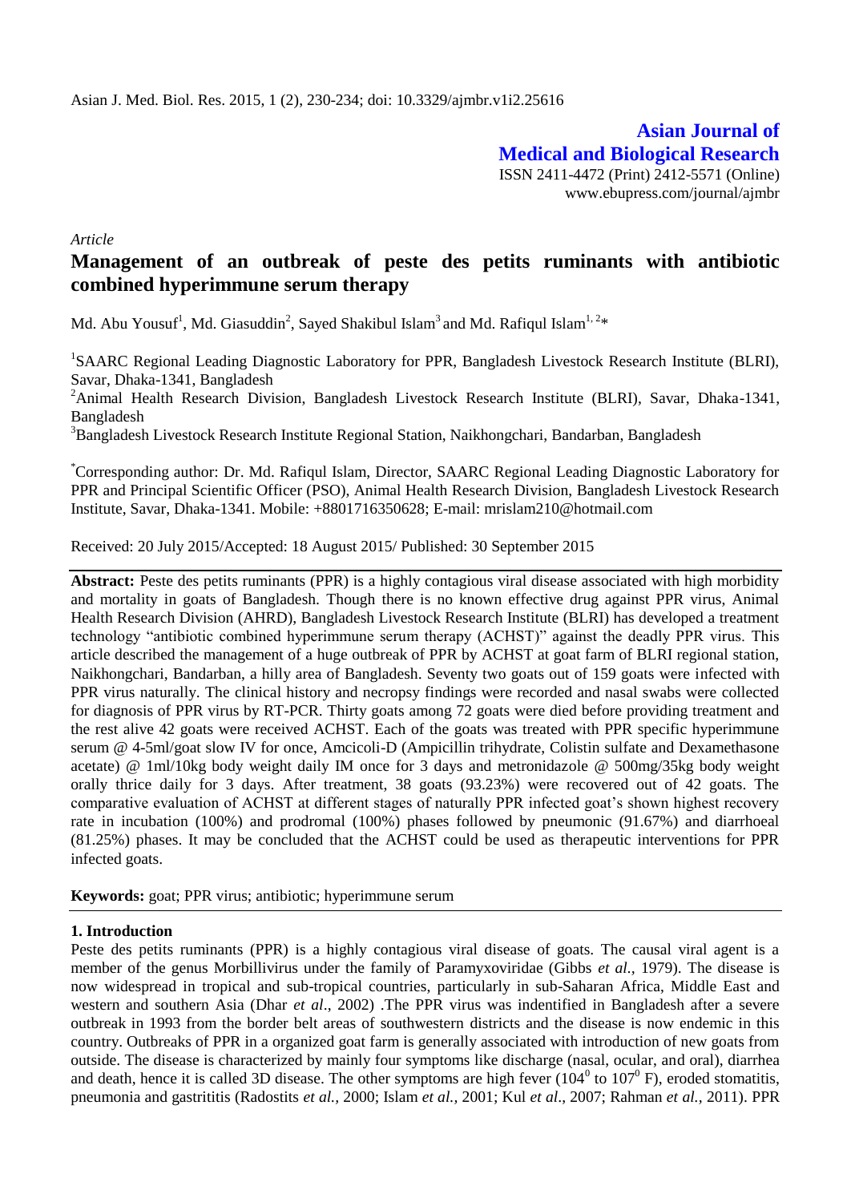Asian J. Med. Biol. Res. 2015, 1 (2), 230-234; doi: 10.3329/ajmbr.v1i2.25616

**Asian Journal of Medical and Biological Research**

ISSN 2411-4472 (Print) 2412-5571 (Online)
www.ebupress.com/journal/ajmbr

*Article*

# Management of an outbreak of peste des petits ruminants with antibiotic combined hyperimmune serum therapy

Md. Abu Yousuf[1], Md. Giasuddin[2], Sayed Shakibul Islam[3] and Md. Rafiqul Islam[1, 2]*

[1]SAARC Regional Leading Diagnostic Laboratory for PPR, Bangladesh Livestock Research Institute (BLRI), Savar, Dhaka-1341, Bangladesh

[2]Animal Health Research Division, Bangladesh Livestock Research Institute (BLRI), Savar, Dhaka-1341, Bangladesh

[3]Bangladesh Livestock Research Institute Regional Station, Naikhongchari, Bandarban, Bangladesh

*Corresponding author: Dr. Md. Rafiqul Islam, Director, SAARC Regional Leading Diagnostic Laboratory for PPR and Principal Scientific Officer (PSO), Animal Health Research Division, Bangladesh Livestock Research Institute, Savar, Dhaka-1341. Mobile: +8801716350628; E-mail: mrislam210@hotmail.com

Received: 20 July 2015/Accepted: 18 August 2015/ Published: 30 September 2015

**Abstract:** Peste des petits ruminants (PPR) is a highly contagious viral disease associated with high morbidity and mortality in goats of Bangladesh. Though there is no known effective drug against PPR virus, Animal Health Research Division (AHRD), Bangladesh Livestock Research Institute (BLRI) has developed a treatment technology "antibiotic combined hyperimmune serum therapy (ACHST)" against the deadly PPR virus. This article described the management of a huge outbreak of PPR by ACHST at goat farm of BLRI regional station, Naikhongchari, Bandarban, a hilly area of Bangladesh. Seventy two goats out of 159 goats were infected with PPR virus naturally. The clinical history and necropsy findings were recorded and nasal swabs were collected for diagnosis of PPR virus by RT-PCR. Thirty goats among 72 goats were died before providing treatment and the rest alive 42 goats were received ACHST. Each of the goats was treated with PPR specific hyperimmune serum @ 4-5ml/goat slow IV for once, Amcicoli-D (Ampicillin trihydrate, Colistin sulfate and Dexamethasone acetate) @ 1ml/10kg body weight daily IM once for 3 days and metronidazole @ 500mg/35kg body weight orally thrice daily for 3 days. After treatment, 38 goats (93.23%) were recovered out of 42 goats. The comparative evaluation of ACHST at different stages of naturally PPR infected goat's shown highest recovery rate in incubation (100%) and prodromal (100%) phases followed by pneumonic (91.67%) and diarrhoeal (81.25%) phases. It may be concluded that the ACHST could be used as therapeutic interventions for PPR infected goats.

**Keywords:** goat; PPR virus; antibiotic; hyperimmune serum

## 1. Introduction

Peste des petits ruminants (PPR) is a highly contagious viral disease of goats. The causal viral agent is a member of the genus Morbillivirus under the family of Paramyxoviridae (Gibbs *et al.,* 1979). The disease is now widespread in tropical and sub-tropical countries, particularly in sub-Saharan Africa, Middle East and western and southern Asia (Dhar *et al*., 2002) .The PPR virus was indentified in Bangladesh after a severe outbreak in 1993 from the border belt areas of southwestern districts and the disease is now endemic in this country. Outbreaks of PPR in a organized goat farm is generally associated with introduction of new goats from outside. The disease is characterized by mainly four symptoms like discharge (nasal, ocular, and oral), diarrhea and death, hence it is called 3D disease. The other symptoms are high fever ($104^0$ to $107^0$ F), eroded stomatitis, pneumonia and gastritis (Radostits *et al.,* 2000; Islam *et al.,* 2001; Kul *et al*., 2007; Rahman *et al.*, 2011). PPR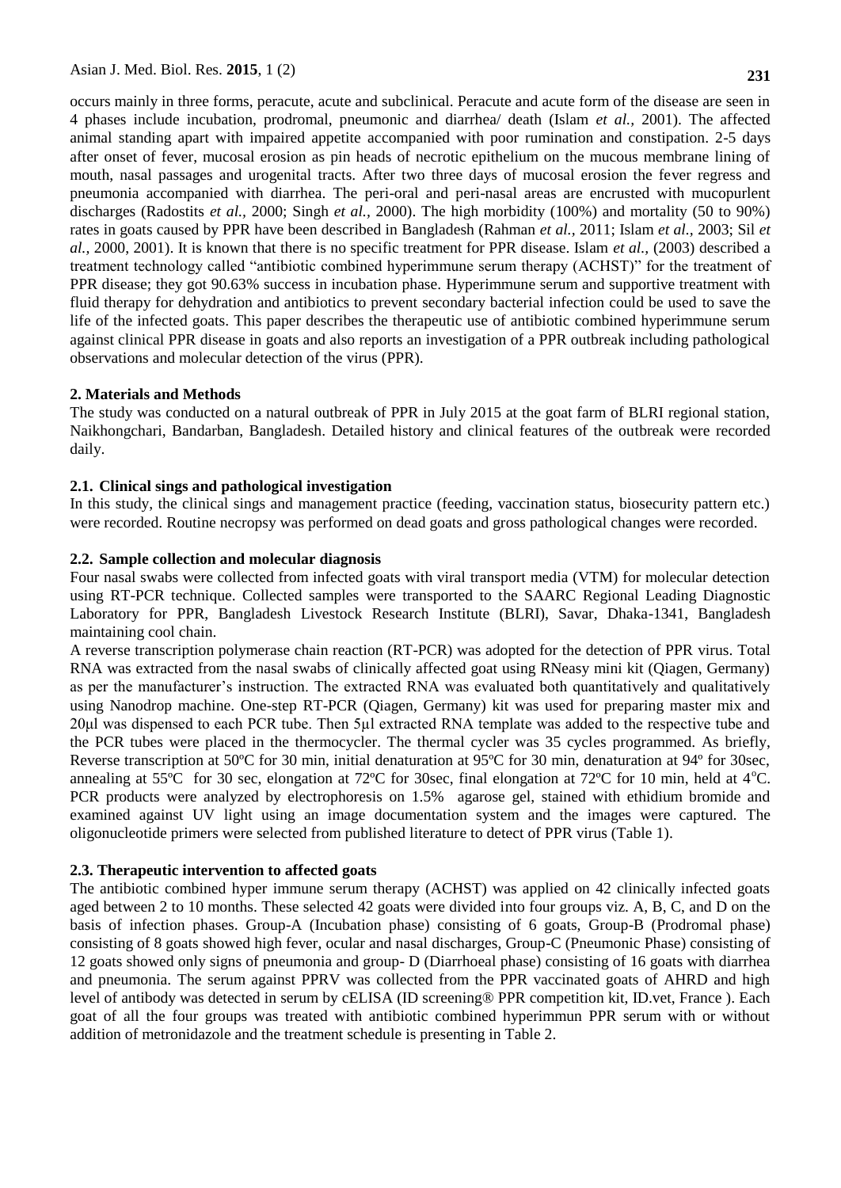occurs mainly in three forms, peracute, acute and subclinical. Peracute and acute form of the disease are seen in 4 phases include incubation, prodromal, pneumonic and diarrhea/ death (Islam *et al.,* 2001). The affected animal standing apart with impaired appetite accompanied with poor rumination and constipation. 2-5 days after onset of fever, mucosal erosion as pin heads of necrotic epithelium on the mucous membrane lining of mouth, nasal passages and urogenital tracts. After two three days of mucosal erosion the fever regress and pneumonia accompanied with diarrhea. The peri-oral and peri-nasal areas are encrusted with mucopurlent discharges (Radostits *et al.,* 2000; Singh *et al.,* 2000). The high morbidity (100%) and mortality (50 to 90%) rates in goats caused by PPR have been described in Bangladesh (Rahman *et al.,* 2011; Islam *et al.,* 2003; Sil *et al.,* 2000, 2001). It is known that there is no specific treatment for PPR disease. Islam *et al.,* (2003) described a treatment technology called "antibiotic combined hyperimmune serum therapy (ACHST)" for the treatment of PPR disease; they got 90.63% success in incubation phase. Hyperimmune serum and supportive treatment with fluid therapy for dehydration and antibiotics to prevent secondary bacterial infection could be used to save the life of the infected goats. This paper describes the therapeutic use of antibiotic combined hyperimmune serum against clinical PPR disease in goats and also reports an investigation of a PPR outbreak including pathological observations and molecular detection of the virus (PPR).

## 2. Materials and Methods

The study was conducted on a natural outbreak of PPR in July 2015 at the goat farm of BLRI regional station, Naikhongchari, Bandarban, Bangladesh. Detailed history and clinical features of the outbreak were recorded daily.

### 2.1. Clinical sings and pathological investigation

In this study, the clinical sings and management practice (feeding, vaccination status, biosecurity pattern etc.) were recorded. Routine necropsy was performed on dead goats and gross pathological changes were recorded.

### 2.2. Sample collection and molecular diagnosis

Four nasal swabs were collected from infected goats with viral transport media (VTM) for molecular detection using RT-PCR technique. Collected samples were transported to the SAARC Regional Leading Diagnostic Laboratory for PPR, Bangladesh Livestock Research Institute (BLRI), Savar, Dhaka-1341, Bangladesh maintaining cool chain.

A reverse transcription polymerase chain reaction (RT-PCR) was adopted for the detection of PPR virus. Total RNA was extracted from the nasal swabs of clinically affected goat using RNeasy mini kit (Qiagen, Germany) as per the manufacturer's instruction. The extracted RNA was evaluated both quantitatively and qualitatively using Nanodrop machine. One-step RT-PCR (Qiagen, Germany) kit was used for preparing master mix and 20μl was dispensed to each PCR tube. Then 5μl extracted RNA template was added to the respective tube and the PCR tubes were placed in the thermocycler. The thermal cycler was 35 cycles programmed. As briefly, Reverse transcription at 50ºC for 30 min, initial denaturation at 95ºC for 30 min, denaturation at 94º for 30sec, annealing at 55ºC for 30 sec, elongation at 72ºC for 30sec, final elongation at 72ºC for 10 min, held at 4ºC. PCR products were analyzed by electrophoresis on 1.5% agarose gel, stained with ethidium bromide and examined against UV light using an image documentation system and the images were captured. The oligonucleotide primers were selected from published literature to detect of PPR virus (Table 1).

### 2.3. Therapeutic intervention to affected goats

The antibiotic combined hyper immune serum therapy (ACHST) was applied on 42 clinically infected goats aged between 2 to 10 months. These selected 42 goats were divided into four groups viz. A, B, C, and D on the basis of infection phases. Group-A (Incubation phase) consisting of 6 goats, Group-B (Prodromal phase) consisting of 8 goats showed high fever, ocular and nasal discharges, Group-C (Pneumonic Phase) consisting of 12 goats showed only signs of pneumonia and group- D (Diarrhoeal phase) consisting of 16 goats with diarrhea and pneumonia. The serum against PPRV was collected from the PPR vaccinated goats of AHRD and high level of antibody was detected in serum by cELISA (ID screening® PPR competition kit, ID.vet, France ). Each goat of all the four groups was treated with antibiotic combined hyperimmun PPR serum with or without addition of metronidazole and the treatment schedule is presenting in Table 2.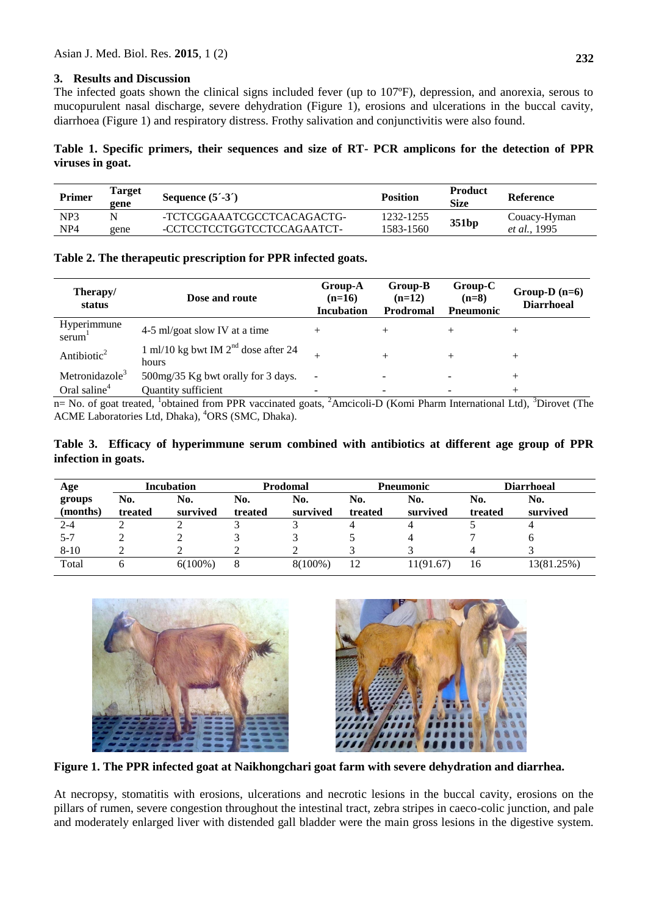## 3. Results and Discussion

The infected goats shown the clinical signs included fever (up to 107ºF), depression, and anorexia, serous to mucopurulent nasal discharge, severe dehydration (Figure 1), erosions and ulcerations in the buccal cavity, diarrhoea (Figure 1) and respiratory distress. Frothy salivation and conjunctivitis were also found.

**Table 1. Specific primers, their sequences and size of RT- PCR amplicons for the detection of PPR viruses in goat.**

| Primer | Target gene | Sequence (5´-3´) | Position | Product Size | Reference |
|---|---|---|---|---|---|
| NP3 | N | -TCTCGGAAATCGCCTCACAGACTG- | 1232-1255 | 351bp | Couacy-Hyman *et al.*, 1995 |
| NP4 | gene | -CCTCCTCCTGGTCCTCCAGAATCT- | 1583-1560 | | |

**Table 2. The therapeutic prescription for PPR infected goats.**

| Therapy/ status | Dose and route | Group-A (n=16) Incubation | Group-B (n=12) Prodromal | Group-C (n=8) Pneumonic | Group-D (n=6) Diarrhoeal |
|---|---|---|---|---|---|
| Hyperimmune serum[1] | 4-5 ml/goat slow IV at a time | + | + | + | + |
| Antibiotic[2] | 1 ml/10 kg bwt IM 2nd dose after 24 hours | + | + | + | + |
| Metronidazole[3] | 500mg/35 Kg bwt orally for 3 days. | - | - | - | + |
| Oral saline[4] | Quantity sufficient | - | - | - | + |

n= No. of goat treated, [1]obtained from PPR vaccinated goats, [2]Amcicoli-D (Komi Pharm International Ltd), [3]Dirovet (The ACME Laboratories Ltd, Dhaka), [4]ORS (SMC, Dhaka).

**Table 3. Efficacy of hyperimmune serum combined with antibiotics at different age group of PPR infection in goats.**

| Age groups (months) | Incubation | | Prodomal | | Pneumonic | | Diarrhoeal | |
|---|---|---|---|---|---|---|---|---|
| | No. treated | No. survived | No. treated | No. survived | No. treated | No. survived | No. treated | No. survived |
| 2-4 | 2 | 2 | 3 | 3 | 4 | 4 | 5 | 4 |
| 5-7 | 2 | 2 | 3 | 3 | 5 | 4 | 7 | 6 |
| 8-10 | 2 | 2 | 2 | 2 | 3 | 3 | 4 | 3 |
| Total | 6 | 6(100%) | 8 | 8(100%) | 12 | 11(91.67) | 16 | 13(81.25%) |

**Figure 1. The PPR infected goat at Naikhongchari goat farm with severe dehydration and diarrhea.**

At necropsy, stomatitis with erosions, ulcerations and necrotic lesions in the buccal cavity, erosions on the pillars of rumen, severe congestion throughout the intestinal tract, zebra stripes in caeco-colic junction, and pale and moderately enlarged liver with distended gall bladder were the main gross lesions in the digestive system.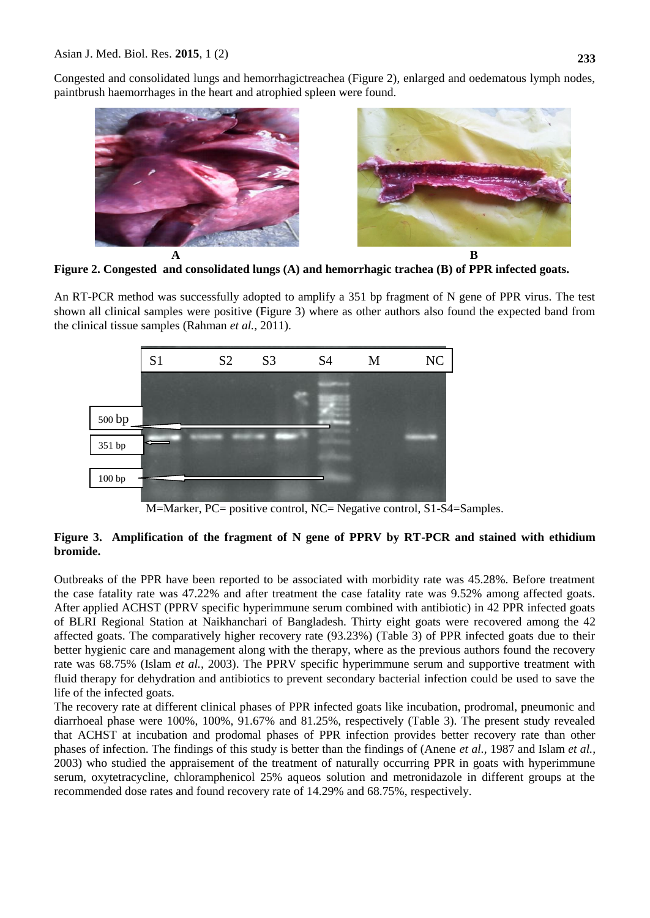Congested and consolidated lungs and hemorrhagictreachea (Figure 2), enlarged and oedematous lymph nodes, paintbrush haemorrhages in the heart and atrophied spleen were found.

**Figure 2. Congested and consolidated lungs (A) and hemorrhagic trachea (B) of PPR infected goats.**

An RT-PCR method was successfully adopted to amplify a 351 bp fragment of N gene of PPR virus. The test shown all clinical samples were positive (Figure 3) where as other authors also found the expected band from the clinical tissue samples (Rahman *et al.*, 2011).

M=Marker, PC= positive control, NC= Negative control, S1-S4=Samples.

**Figure 3. Amplification of the fragment of N gene of PPRV by RT-PCR and stained with ethidium bromide.**

Outbreaks of the PPR have been reported to be associated with morbidity rate was 45.28%. Before treatment the case fatality rate was 47.22% and after treatment the case fatality rate was 9.52% among affected goats. After applied ACHST (PPRV specific hyperimmune serum combined with antibiotic) in 42 PPR infected goats of BLRI Regional Station at Naikhanchari of Bangladesh. Thirty eight goats were recovered among the 42 affected goats. The comparatively higher recovery rate (93.23%) (Table 3) of PPR infected goats due to their better hygienic care and management along with the therapy, where as the previous authors found the recovery rate was 68.75% (Islam *et al.*, 2003). The PPRV specific hyperimmune serum and supportive treatment with fluid therapy for dehydration and antibiotics to prevent secondary bacterial infection could be used to save the life of the infected goats.

The recovery rate at different clinical phases of PPR infected goats like incubation, prodromal, pneumonic and diarrhoeal phase were 100%, 100%, 91.67% and 81.25%, respectively (Table 3). The present study revealed that ACHST at incubation and prodomal phases of PPR infection provides better recovery rate than other phases of infection. The findings of this study is better than the findings of (Anene *et al.*, 1987 and Islam *et al.*, 2003) who studied the appraisement of the treatment of naturally occurring PPR in goats with hyperimmune serum, oxytetracycline, chloramphenicol 25% aqueos solution and metronidazole in different groups at the recommended dose rates and found recovery rate of 14.29% and 68.75%, respectively.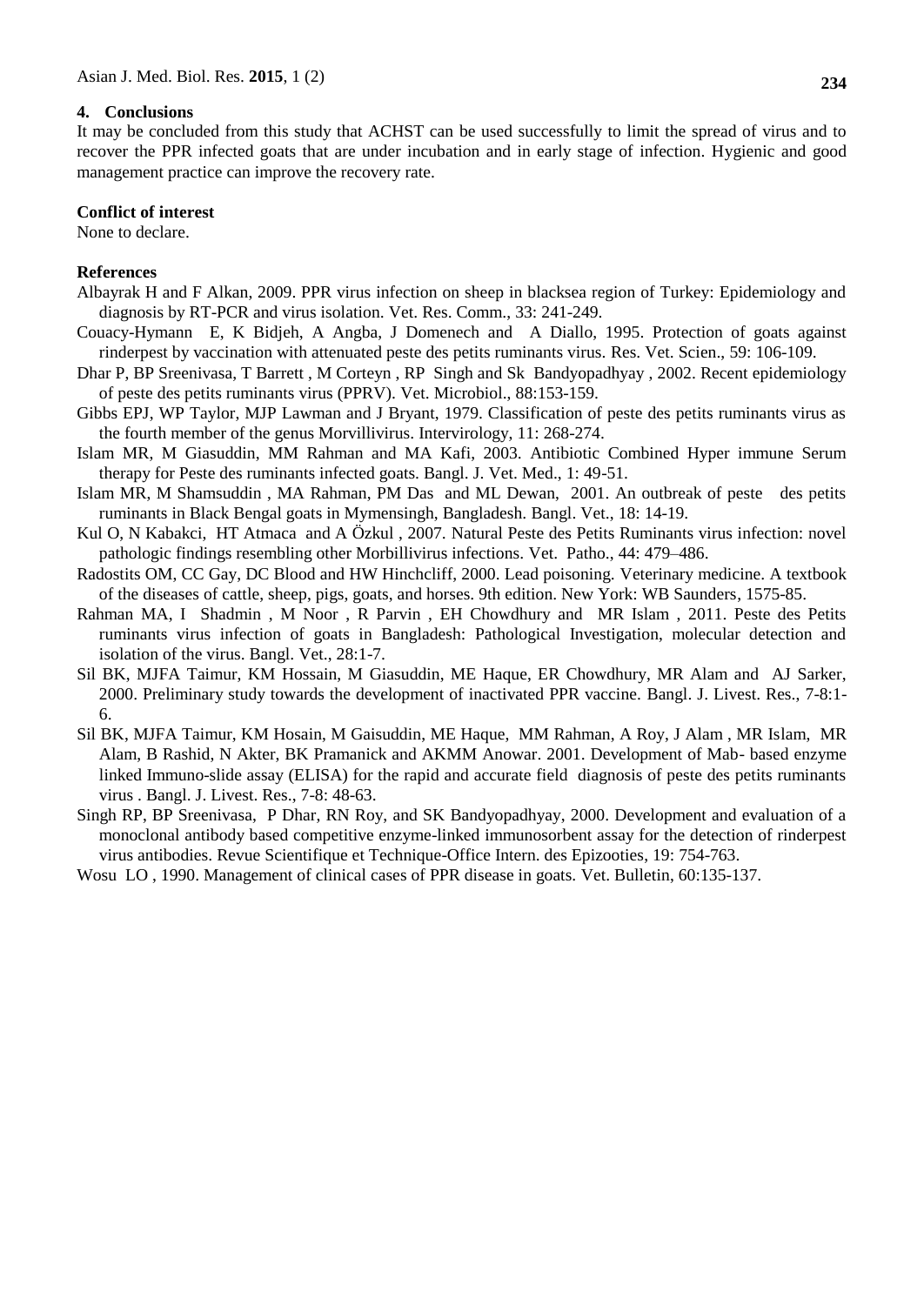## 4. Conclusions

It may be concluded from this study that ACHST can be used successfully to limit the spread of virus and to recover the PPR infected goats that are under incubation and in early stage of infection. Hygienic and good management practice can improve the recovery rate.

### Conflict of interest

None to declare.

### References

Albayrak H and F Alkan, 2009. PPR virus infection on sheep in blacksea region of Turkey: Epidemiology and diagnosis by RT-PCR and virus isolation. Vet. Res. Comm., 33: 241-249.

Couacy-Hymann E, K Bidjeh, A Angba, J Domenech and A Diallo, 1995. Protection of goats against rinderpest by vaccination with attenuated peste des petits ruminants virus. Res. Vet. Scien., 59: 106-109.

Dhar P, BP Sreenivasa, T Barrett , M Corteyn , RP Singh and Sk Bandyopadhyay , 2002. Recent epidemiology of peste des petits ruminants virus (PPRV). Vet. Microbiol., 88:153-159.

Gibbs EPJ, WP Taylor, MJP Lawman and J Bryant, 1979. Classification of peste des petits ruminants virus as the fourth member of the genus Morvillivirus. Intervirology, 11: 268-274.

Islam MR, M Giasuddin, MM Rahman and MA Kafi, 2003. Antibiotic Combined Hyper immune Serum therapy for Peste des ruminants infected goats. Bangl. J. Vet. Med., 1: 49-51.

Islam MR, M Shamsuddin , MA Rahman, PM Das and ML Dewan, 2001. An outbreak of peste des petits ruminants in Black Bengal goats in Mymensingh, Bangladesh. Bangl. Vet., 18: 14-19.

Kul O, N Kabakci, HT Atmaca and A Özkul , 2007. Natural Peste des Petits Ruminants virus infection: novel pathologic findings resembling other Morbillivirus infections. Vet. Patho., 44: 479–486.

Radostits OM, CC Gay, DC Blood and HW Hinchcliff, 2000. Lead poisoning. Veterinary medicine. A textbook of the diseases of cattle, sheep, pigs, goats, and horses. 9th edition. New York: WB Saunders, 1575-85.

Rahman MA, I Shadmin , M Noor , R Parvin , EH Chowdhury and MR Islam , 2011. Peste des Petits ruminants virus infection of goats in Bangladesh: Pathological Investigation, molecular detection and isolation of the virus. Bangl. Vet., 28:1-7.

Sil BK, MJFA Taimur, KM Hossain, M Giasuddin, ME Haque, ER Chowdhury, MR Alam and AJ Sarker, 2000. Preliminary study towards the development of inactivated PPR vaccine. Bangl. J. Livest. Res., 7-8:1-6.

Sil BK, MJFA Taimur, KM Hosain, M Gaisuddin, ME Haque, MM Rahman, A Roy, J Alam , MR Islam, MR Alam, B Rashid, N Akter, BK Pramanick and AKMM Anowar. 2001. Development of Mab- based enzyme linked Immuno-slide assay (ELISA) for the rapid and accurate field diagnosis of peste des petits ruminants virus . Bangl. J. Livest. Res., 7-8: 48-63.

Singh RP, BP Sreenivasa, P Dhar, RN Roy, and SK Bandyopadhyay, 2000. Development and evaluation of a monoclonal antibody based competitive enzyme-linked immunosorbent assay for the detection of rinderpest virus antibodies. Revue Scientifique et Technique-Office Intern. des Epizooties, 19: 754-763.

Wosu LO , 1990. Management of clinical cases of PPR disease in goats. Vet. Bulletin, 60:135-137.